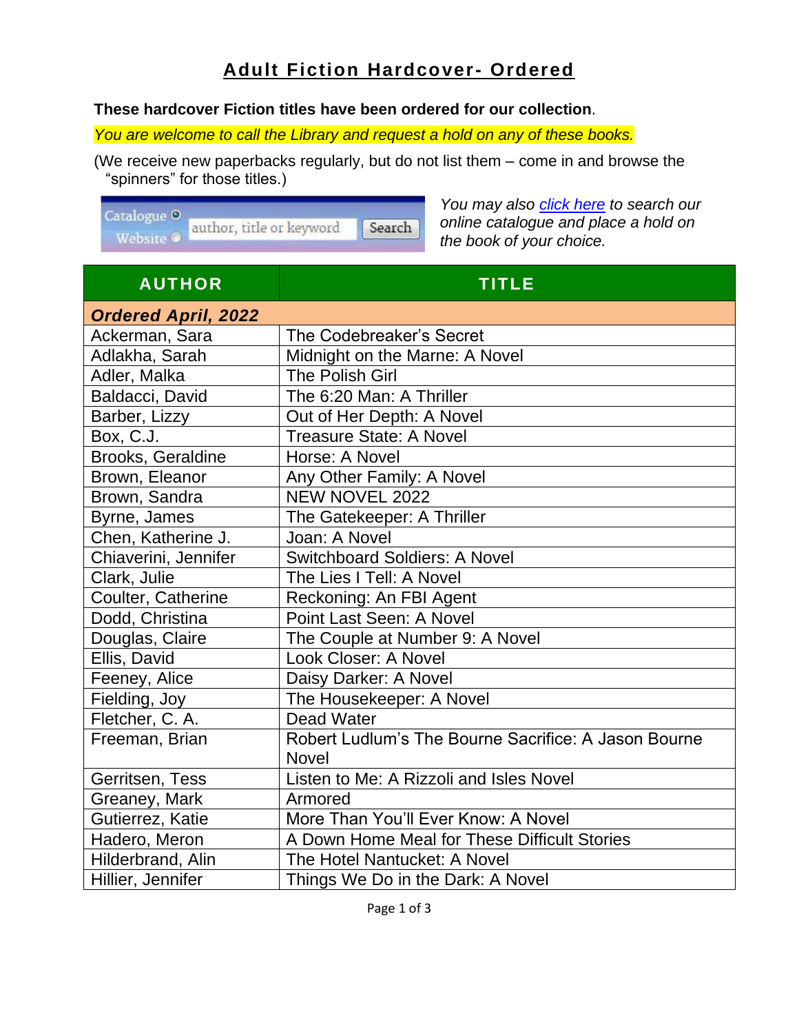# Adult Fiction Hardcover- Ordered

**These hardcover Fiction titles have been ordered for our collection**.

*You are welcome to call the Library and request a hold on any of these books.*

(We receive new paperbacks regularly, but do not list them – come in and browse the "spinners" for those titles.)

Catalogue Website author, title or keyword Search

*You may also click here to search our online catalogue and place a hold on the book of your choice.*

| AUTHOR | TITLE |
|---|---|
| ***Ordered April, 2022*** | |
| Ackerman, Sara | The Codebreaker's Secret |
| Adlakha, Sarah | Midnight on the Marne: A Novel |
| Adler, Malka | The Polish Girl |
| Baldacci, David | The 6:20 Man: A Thriller |
| Barber, Lizzy | Out of Her Depth: A Novel |
| Box, C.J. | Treasure State: A Novel |
| Brooks, Geraldine | Horse: A Novel |
| Brown, Eleanor | Any Other Family: A Novel |
| Brown, Sandra | NEW NOVEL 2022 |
| Byrne, James | The Gatekeeper: A Thriller |
| Chen, Katherine J. | Joan: A Novel |
| Chiaverini, Jennifer | Switchboard Soldiers: A Novel |
| Clark, Julie | The Lies I Tell: A Novel |
| Coulter, Catherine | Reckoning: An FBI Agent |
| Dodd, Christina | Point Last Seen: A Novel |
| Douglas, Claire | The Couple at Number 9: A Novel |
| Ellis, David | Look Closer: A Novel |
| Feeney, Alice | Daisy Darker: A Novel |
| Fielding, Joy | The Housekeeper: A Novel |
| Fletcher, C. A. | Dead Water |
| Freeman, Brian | Robert Ludlum's The Bourne Sacrifice: A Jason Bourne Novel |
| Gerritsen, Tess | Listen to Me: A Rizzoli and Isles Novel |
| Greaney, Mark | Armored |
| Gutierrez, Katie | More Than You'll Ever Know: A Novel |
| Hadero, Meron | A Down Home Meal for These Difficult Stories |
| Hilderbrand, Alin | The Hotel Nantucket: A Novel |
| Hillier, Jennifer | Things We Do in the Dark: A Novel |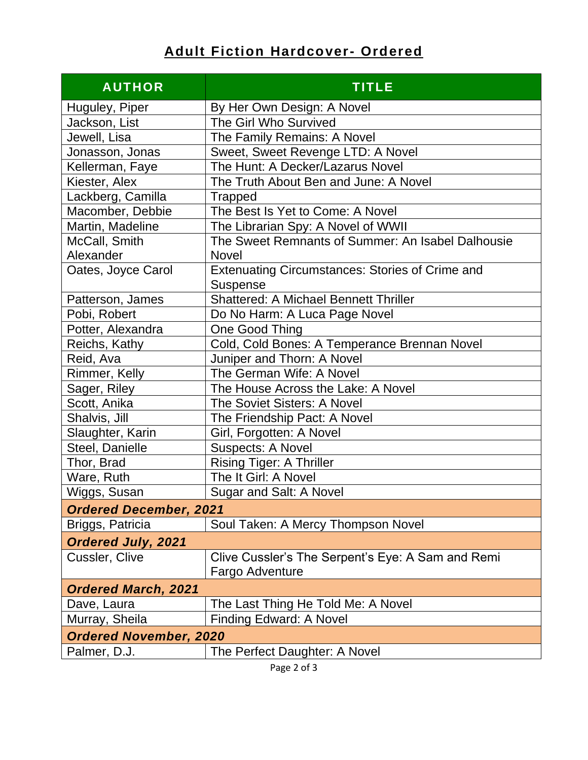## **Adult Fiction Hardcover- Ordered**

| AUTHOR | TITLE |
| --- | --- |
| Huguley, Piper | By Her Own Design: A Novel |
| Jackson, List | The Girl Who Survived |
| Jewell, Lisa | The Family Remains: A Novel |
| Jonasson, Jonas | Sweet, Sweet Revenge LTD: A Novel |
| Kellerman, Faye | The Hunt: A Decker/Lazarus Novel |
| Kiester, Alex | The Truth About Ben and June: A Novel |
| Lackberg, Camilla | Trapped |
| Macomber, Debbie | The Best Is Yet to Come: A Novel |
| Martin, Madeline | The Librarian Spy: A Novel of WWII |
| McCall, Smith Alexander | The Sweet Remnants of Summer: An Isabel Dalhousie Novel |
| Oates, Joyce Carol | Extenuating Circumstances: Stories of Crime and Suspense |
| Patterson, James | Shattered: A Michael Bennett Thriller |
| Pobi, Robert | Do No Harm: A Luca Page Novel |
| Potter, Alexandra | One Good Thing |
| Reichs, Kathy | Cold, Cold Bones: A Temperance Brennan Novel |
| Reid, Ava | Juniper and Thorn: A Novel |
| Rimmer, Kelly | The German Wife: A Novel |
| Sager, Riley | The House Across the Lake: A Novel |
| Scott, Anika | The Soviet Sisters: A Novel |
| Shalvis, Jill | The Friendship Pact: A Novel |
| Slaughter, Karin | Girl, Forgotten: A Novel |
| Steel, Danielle | Suspects: A Novel |
| Thor, Brad | Rising Tiger: A Thriller |
| Ware, Ruth | The It Girl: A Novel |
| Wiggs, Susan | Sugar and Salt: A Novel |
| ***Ordered December, 2021*** | |
| Briggs, Patricia | Soul Taken: A Mercy Thompson Novel |
| ***Ordered July, 2021*** | |
| Cussler, Clive | Clive Cussler's The Serpent's Eye: A Sam and Remi Fargo Adventure |
| ***Ordered March, 2021*** | |
| Dave, Laura | The Last Thing He Told Me: A Novel |
| Murray, Sheila | Finding Edward: A Novel |
| ***Ordered November, 2020*** | |
| Palmer, D.J. | The Perfect Daughter: A Novel |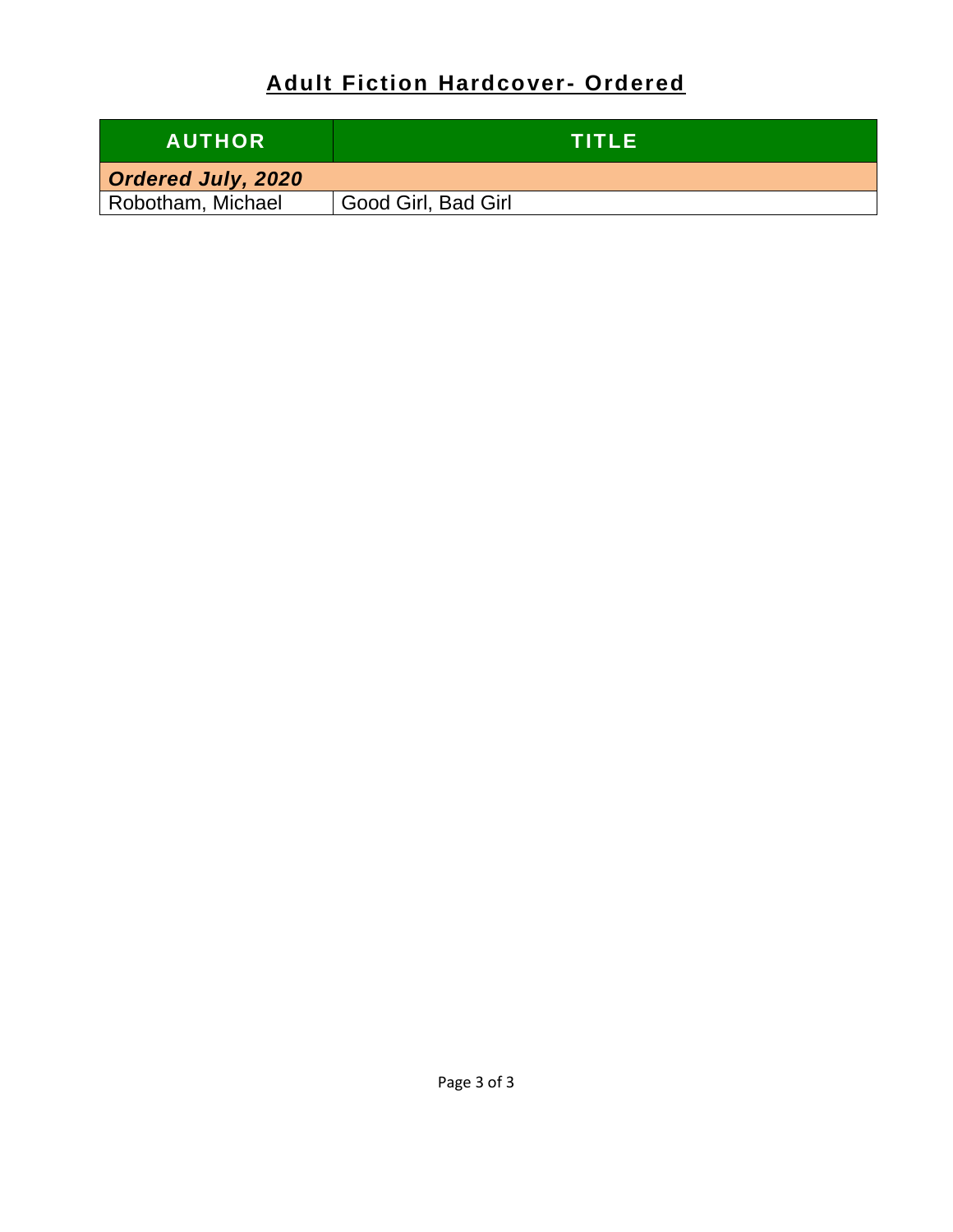## **Adult Fiction Hardcover- Ordered**

| AUTHOR | TITLE |
|---|---|
| ***Ordered July, 2020*** | |
| Robotham, Michael | Good Girl, Bad Girl |